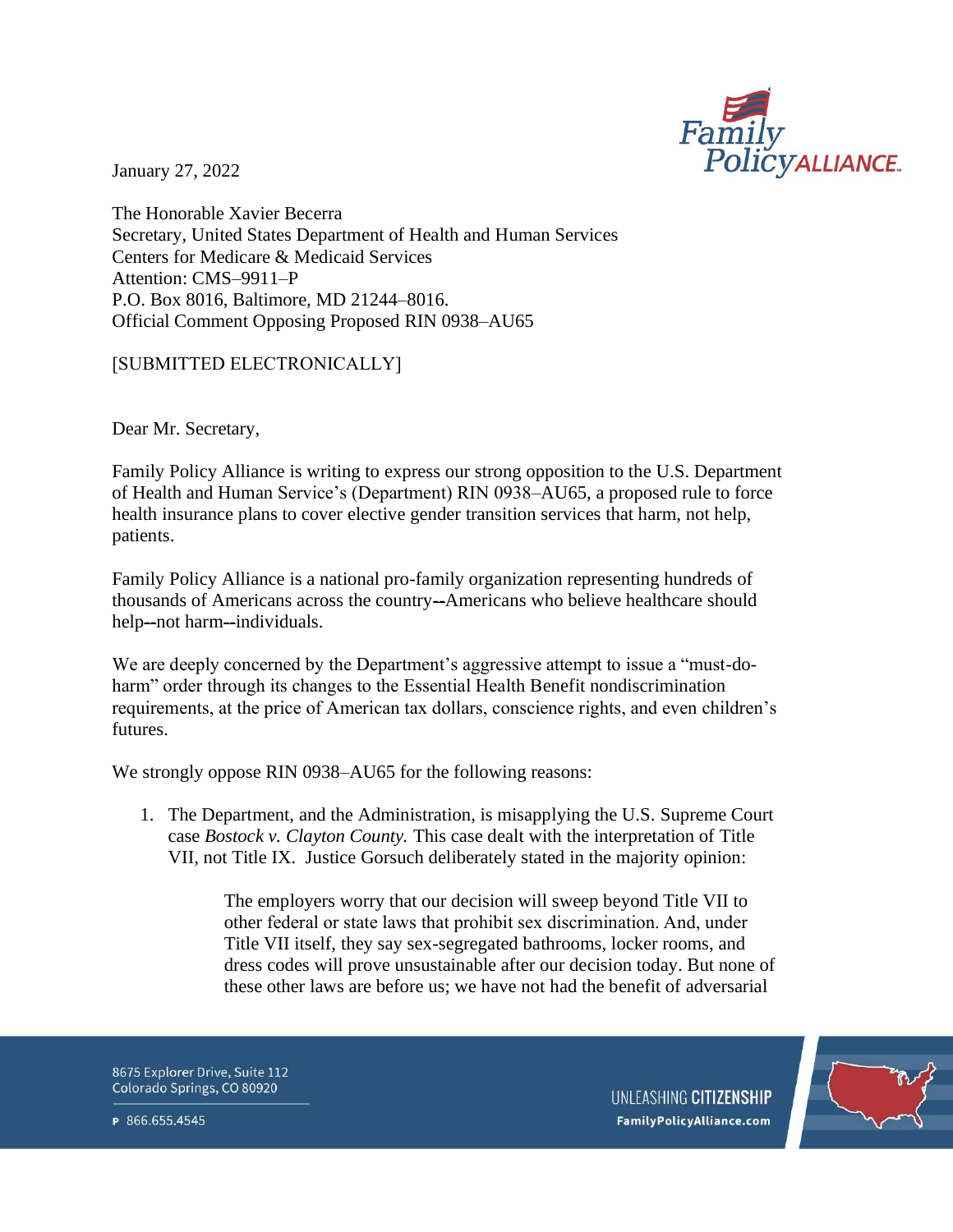January 27, 2022

The Honorable Xavier Becerra
Secretary, United States Department of Health and Human Services
Centers for Medicare & Medicaid Services
Attention: CMS–9911–P
P.O. Box 8016, Baltimore, MD 21244–8016.
Official Comment Opposing Proposed RIN 0938–AU65

[SUBMITTED ELECTRONICALLY]

Dear Mr. Secretary,

Family Policy Alliance is writing to express our strong opposition to the U.S. Department of Health and Human Service's (Department) RIN 0938–AU65, a proposed rule to force health insurance plans to cover elective gender transition services that harm, not help, patients.

Family Policy Alliance is a national pro-family organization representing hundreds of thousands of Americans across the country--Americans who believe healthcare should help--not harm--individuals.

We are deeply concerned by the Department's aggressive attempt to issue a "must-do-harm" order through its changes to the Essential Health Benefit nondiscrimination requirements, at the price of American tax dollars, conscience rights, and even children's futures.

We strongly oppose RIN 0938–AU65 for the following reasons:

1. The Department, and the Administration, is misapplying the U.S. Supreme Court case *Bostock v. Clayton County.* This case dealt with the interpretation of Title VII, not Title IX. Justice Gorsuch deliberately stated in the majority opinion:

   > The employers worry that our decision will sweep beyond Title VII to other federal or state laws that prohibit sex discrimination. And, under Title VII itself, they say sex-segregated bathrooms, locker rooms, and dress codes will prove unsustainable after our decision today. But none of these other laws are before us; we have not had the benefit of adversarial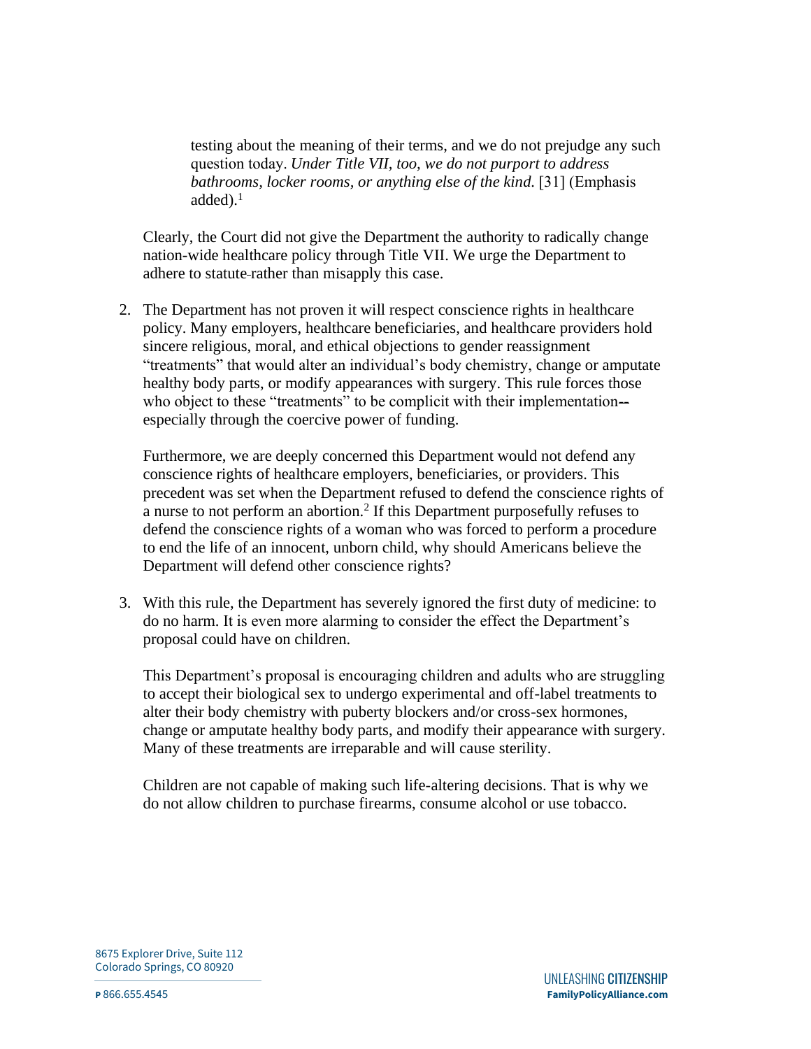> testing about the meaning of their terms, and we do not prejudge any such question today. *Under Title VII, too, we do not purport to address bathrooms, locker rooms, or anything else of the kind.* [31] (Emphasis added).[1]

Clearly, the Court did not give the Department the authority to radically change nation-wide healthcare policy through Title VII. We urge the Department to adhere to statute rather than misapply this case.

2. The Department has not proven it will respect conscience rights in healthcare policy. Many employers, healthcare beneficiaries, and healthcare providers hold sincere religious, moral, and ethical objections to gender reassignment "treatments" that would alter an individual's body chemistry, change or amputate healthy body parts, or modify appearances with surgery. This rule forces those who object to these "treatments" to be complicit with their implementation--especially through the coercive power of funding.

   Furthermore, we are deeply concerned this Department would not defend any conscience rights of healthcare employers, beneficiaries, or providers. This precedent was set when the Department refused to defend the conscience rights of a nurse to not perform an abortion.[2] If this Department purposefully refuses to defend the conscience rights of a woman who was forced to perform a procedure to end the life of an innocent, unborn child, why should Americans believe the Department will defend other conscience rights?

3. With this rule, the Department has severely ignored the first duty of medicine: to do no harm. It is even more alarming to consider the effect the Department's proposal could have on children.

   This Department's proposal is encouraging children and adults who are struggling to accept their biological sex to undergo experimental and off-label treatments to alter their body chemistry with puberty blockers and/or cross-sex hormones, change or amputate healthy body parts, and modify their appearance with surgery. Many of these treatments are irreparable and will cause sterility.

   Children are not capable of making such life-altering decisions. That is why we do not allow children to purchase firearms, consume alcohol or use tobacco.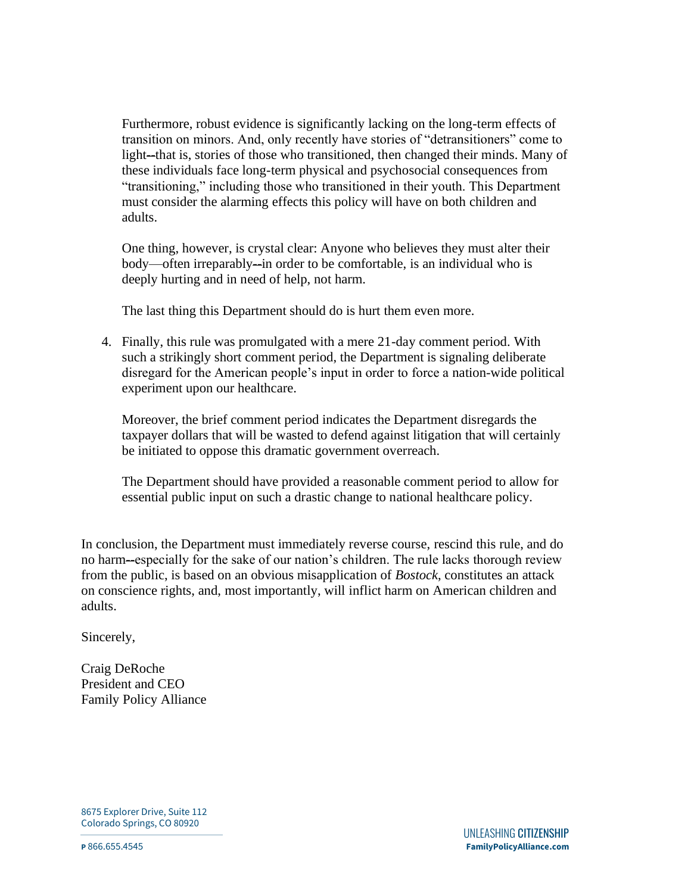Furthermore, robust evidence is significantly lacking on the long-term effects of transition on minors. And, only recently have stories of "detransitioners" come to light--that is, stories of those who transitioned, then changed their minds. Many of these individuals face long-term physical and psychosocial consequences from "transitioning," including those who transitioned in their youth. This Department must consider the alarming effects this policy will have on both children and adults.

One thing, however, is crystal clear: Anyone who believes they must alter their body—often irreparably--in order to be comfortable, is an individual who is deeply hurting and in need of help, not harm.

The last thing this Department should do is hurt them even more.

4. Finally, this rule was promulgated with a mere 21-day comment period. With such a strikingly short comment period, the Department is signaling deliberate disregard for the American people's input in order to force a nation-wide political experiment upon our healthcare.

   Moreover, the brief comment period indicates the Department disregards the taxpayer dollars that will be wasted to defend against litigation that will certainly be initiated to oppose this dramatic government overreach.

   The Department should have provided a reasonable comment period to allow for essential public input on such a drastic change to national healthcare policy.

In conclusion, the Department must immediately reverse course, rescind this rule, and do no harm--especially for the sake of our nation's children. The rule lacks thorough review from the public, is based on an obvious misapplication of *Bostock*, constitutes an attack on conscience rights, and, most importantly, will inflict harm on American children and adults.

Sincerely,

Craig DeRoche
President and CEO
Family Policy Alliance

8675 Explorer Drive, Suite 112
Colorado Springs, CO 80920

P 866.655.4545

UNLEASHING CITIZENSHIP
FamilyPolicyAlliance.com